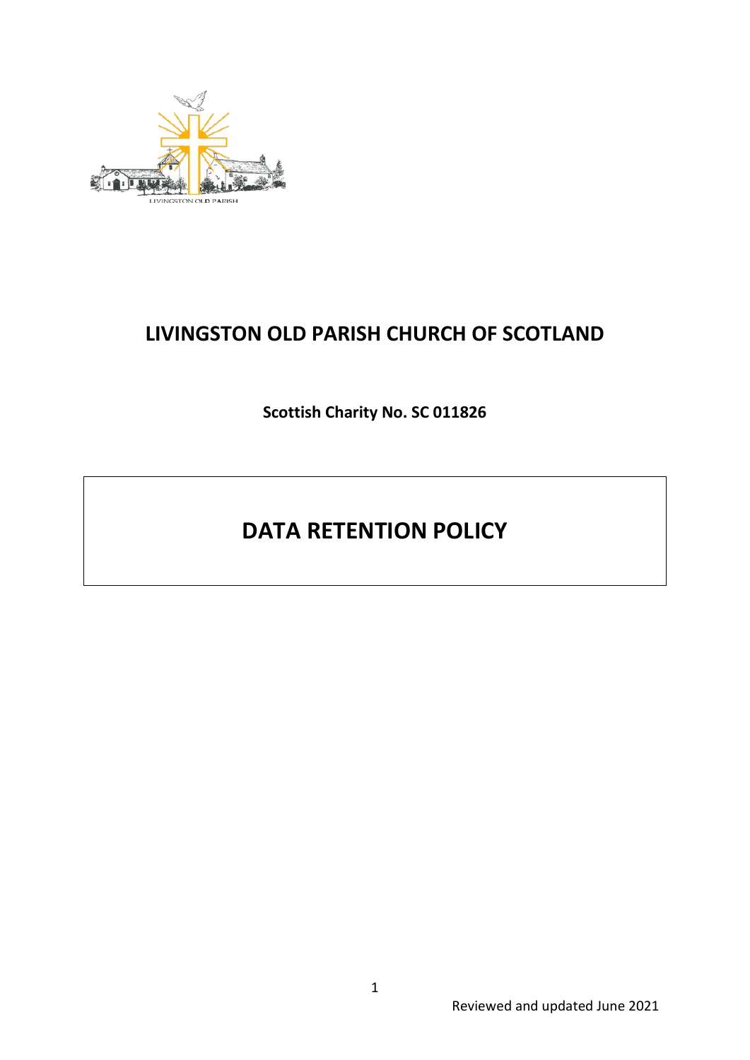# LIVINGSTON OLD PARISH CHURCH OF SCOTLAND

**Scottish Charity No. SC 011826**

# DATA RETENTION POLICY

Reviewed and updated June 2021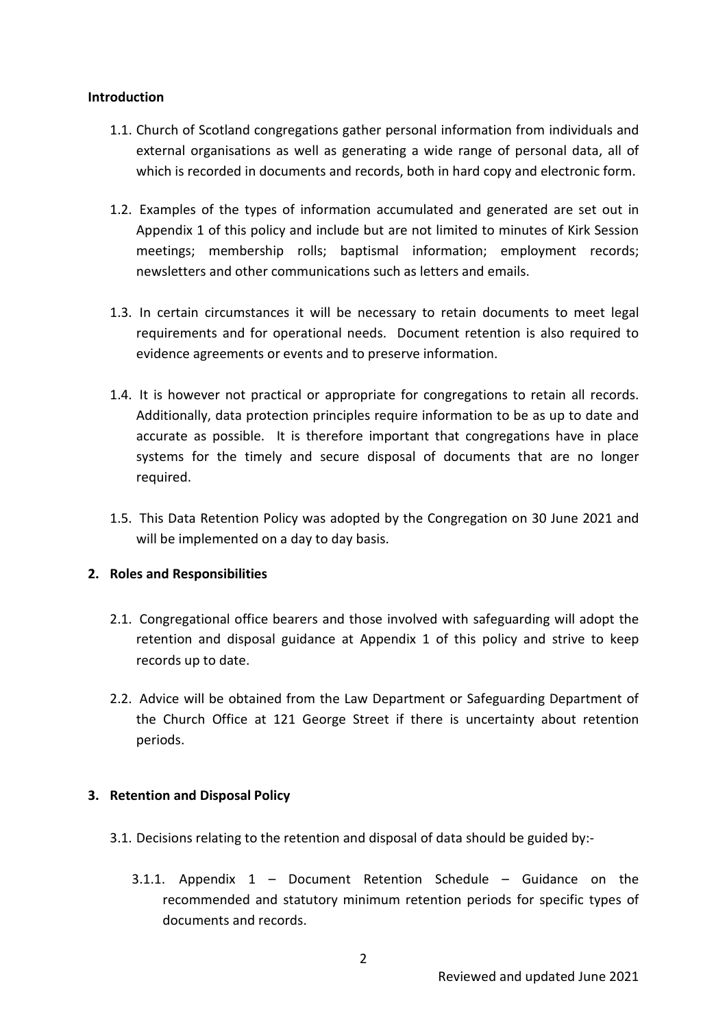**Introduction**

1.1. Church of Scotland congregations gather personal information from individuals and external organisations as well as generating a wide range of personal data, all of which is recorded in documents and records, both in hard copy and electronic form.

1.2. Examples of the types of information accumulated and generated are set out in Appendix 1 of this policy and include but are not limited to minutes of Kirk Session meetings; membership rolls; baptismal information; employment records; newsletters and other communications such as letters and emails.

1.3. In certain circumstances it will be necessary to retain documents to meet legal requirements and for operational needs. Document retention is also required to evidence agreements or events and to preserve information.

1.4. It is however not practical or appropriate for congregations to retain all records. Additionally, data protection principles require information to be as up to date and accurate as possible. It is therefore important that congregations have in place systems for the timely and secure disposal of documents that are no longer required.

1.5. This Data Retention Policy was adopted by the Congregation on 30 June 2021 and will be implemented on a day to day basis.

**2. Roles and Responsibilities**

2.1. Congregational office bearers and those involved with safeguarding will adopt the retention and disposal guidance at Appendix 1 of this policy and strive to keep records up to date.

2.2. Advice will be obtained from the Law Department or Safeguarding Department of the Church Office at 121 George Street if there is uncertainty about retention periods.

**3. Retention and Disposal Policy**

3.1. Decisions relating to the retention and disposal of data should be guided by:-

3.1.1. Appendix 1 – Document Retention Schedule – Guidance on the recommended and statutory minimum retention periods for specific types of documents and records.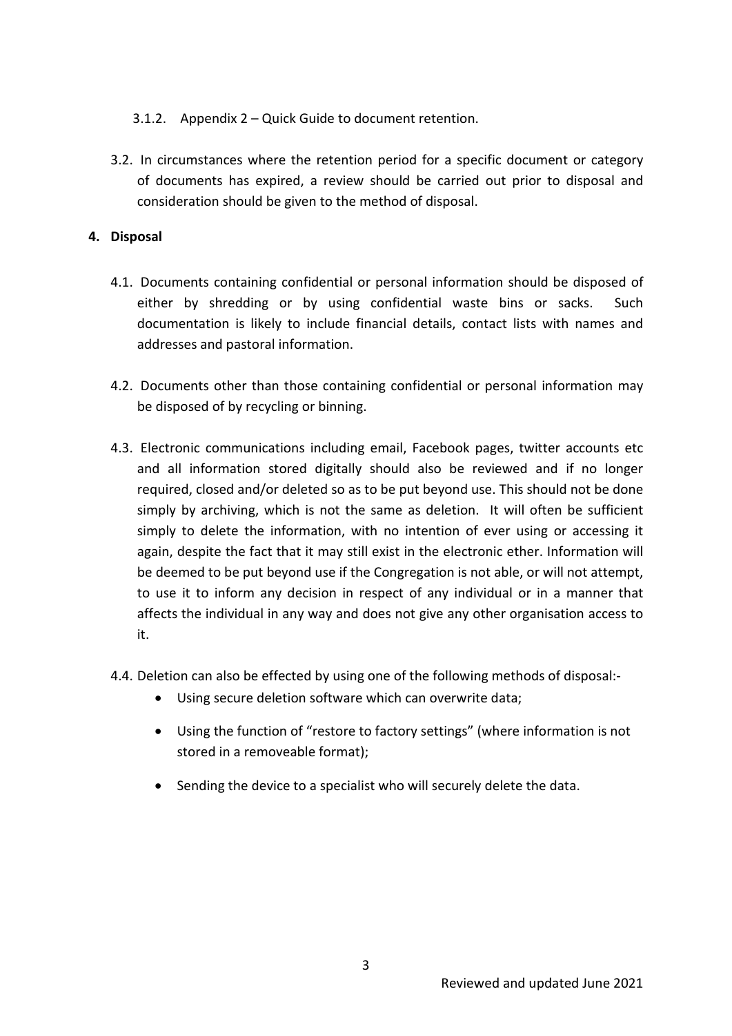3.1.2. Appendix 2 – Quick Guide to document retention.

3.2. In circumstances where the retention period for a specific document or category of documents has expired, a review should be carried out prior to disposal and consideration should be given to the method of disposal.

## 4. Disposal

4.1. Documents containing confidential or personal information should be disposed of either by shredding or by using confidential waste bins or sacks. Such documentation is likely to include financial details, contact lists with names and addresses and pastoral information.

4.2. Documents other than those containing confidential or personal information may be disposed of by recycling or binning.

4.3. Electronic communications including email, Facebook pages, twitter accounts etc and all information stored digitally should also be reviewed and if no longer required, closed and/or deleted so as to be put beyond use. This should not be done simply by archiving, which is not the same as deletion. It will often be sufficient simply to delete the information, with no intention of ever using or accessing it again, despite the fact that it may still exist in the electronic ether. Information will be deemed to be put beyond use if the Congregation is not able, or will not attempt, to use it to inform any decision in respect of any individual or in a manner that affects the individual in any way and does not give any other organisation access to it.

4.4. Deletion can also be effected by using one of the following methods of disposal:-

- Using secure deletion software which can overwrite data;
- Using the function of "restore to factory settings" (where information is not stored in a removeable format);
- Sending the device to a specialist who will securely delete the data.

Reviewed and updated June 2021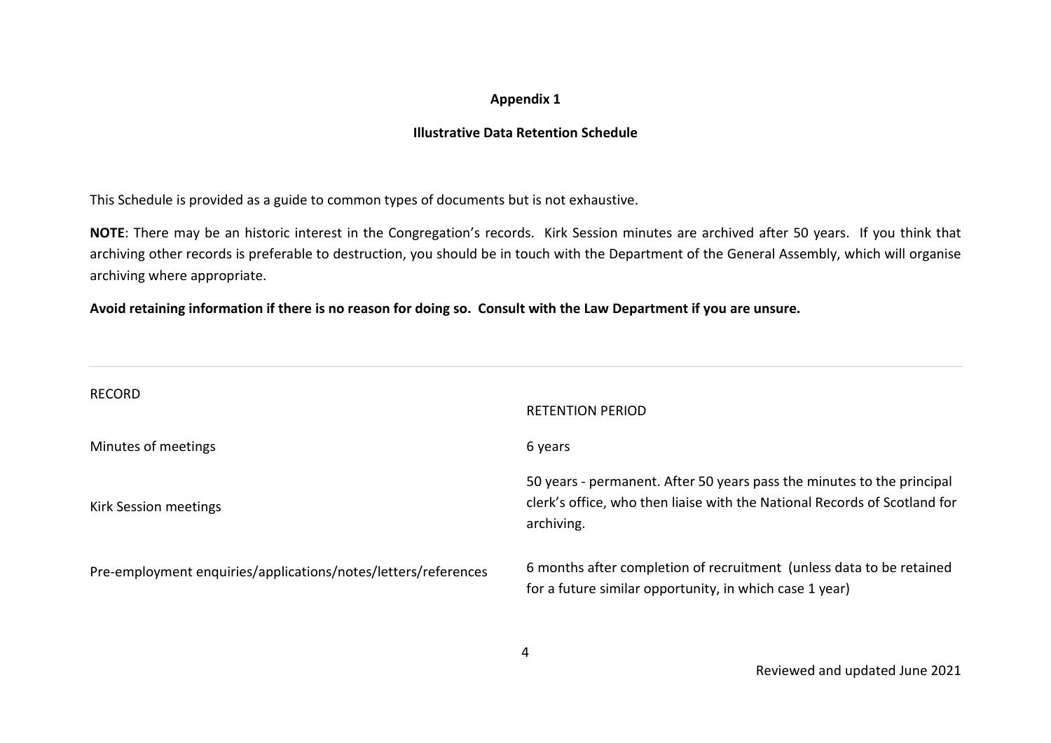**Appendix 1**

**Illustrative Data Retention Schedule**

This Schedule is provided as a guide to common types of documents but is not exhaustive.

**NOTE**: There may be an historic interest in the Congregation's records. Kirk Session minutes are archived after 50 years. If you think that archiving other records is preferable to destruction, you should be in touch with the Department of the General Assembly, which will organise archiving where appropriate.

**Avoid retaining information if there is no reason for doing so. Consult with the Law Department if you are unsure.**

| RECORD | RETENTION PERIOD |
| --- | --- |
| Minutes of meetings | 6 years |
| Kirk Session meetings | 50 years - permanent. After 50 years pass the minutes to the principal clerk's office, who then liaise with the National Records of Scotland for archiving. |
| Pre-employment enquiries/applications/notes/letters/references | 6 months after completion of recruitment (unless data to be retained for a future similar opportunity, in which case 1 year) |

Reviewed and updated June 2021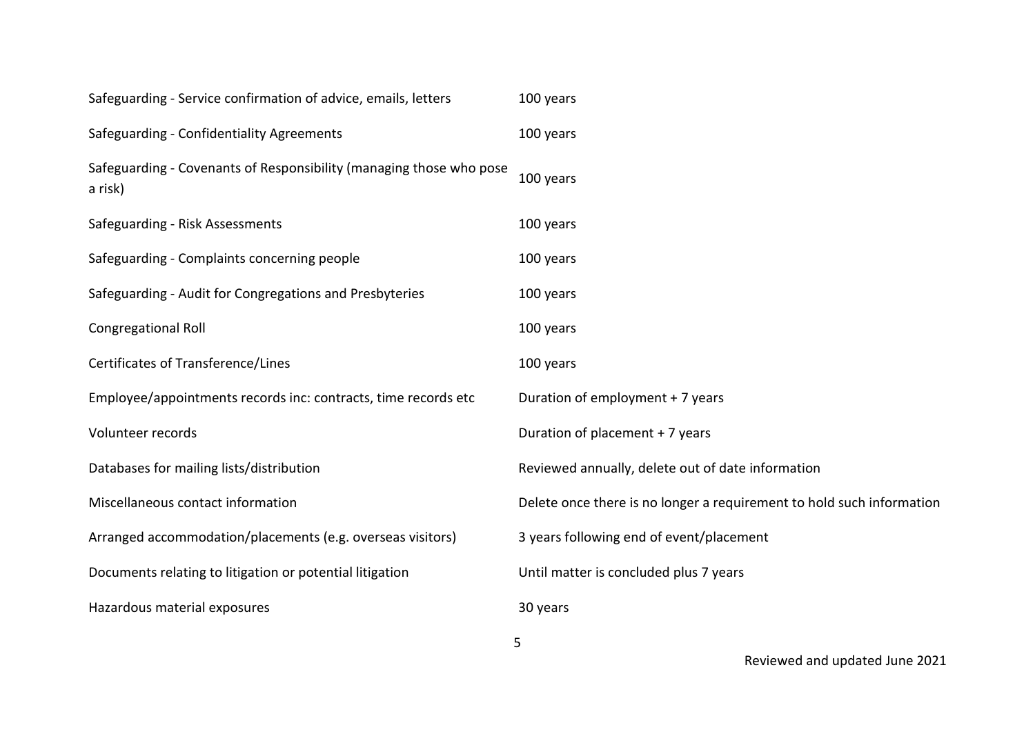| | |
|---|---|
| Safeguarding - Service confirmation of advice, emails, letters | 100 years |
| Safeguarding - Confidentiality Agreements | 100 years |
| Safeguarding - Covenants of Responsibility (managing those who pose a risk) | 100 years |
| Safeguarding - Risk Assessments | 100 years |
| Safeguarding - Complaints concerning people | 100 years |
| Safeguarding - Audit for Congregations and Presbyteries | 100 years |
| Congregational Roll | 100 years |
| Certificates of Transference/Lines | 100 years |
| Employee/appointments records inc: contracts, time records etc | Duration of employment + 7 years |
| Volunteer records | Duration of placement + 7 years |
| Databases for mailing lists/distribution | Reviewed annually, delete out of date information |
| Miscellaneous contact information | Delete once there is no longer a requirement to hold such information |
| Arranged accommodation/placements (e.g. overseas visitors) | 3 years following end of event/placement |
| Documents relating to litigation or potential litigation | Until matter is concluded plus 7 years |
| Hazardous material exposures | 30 years |

Reviewed and updated June 2021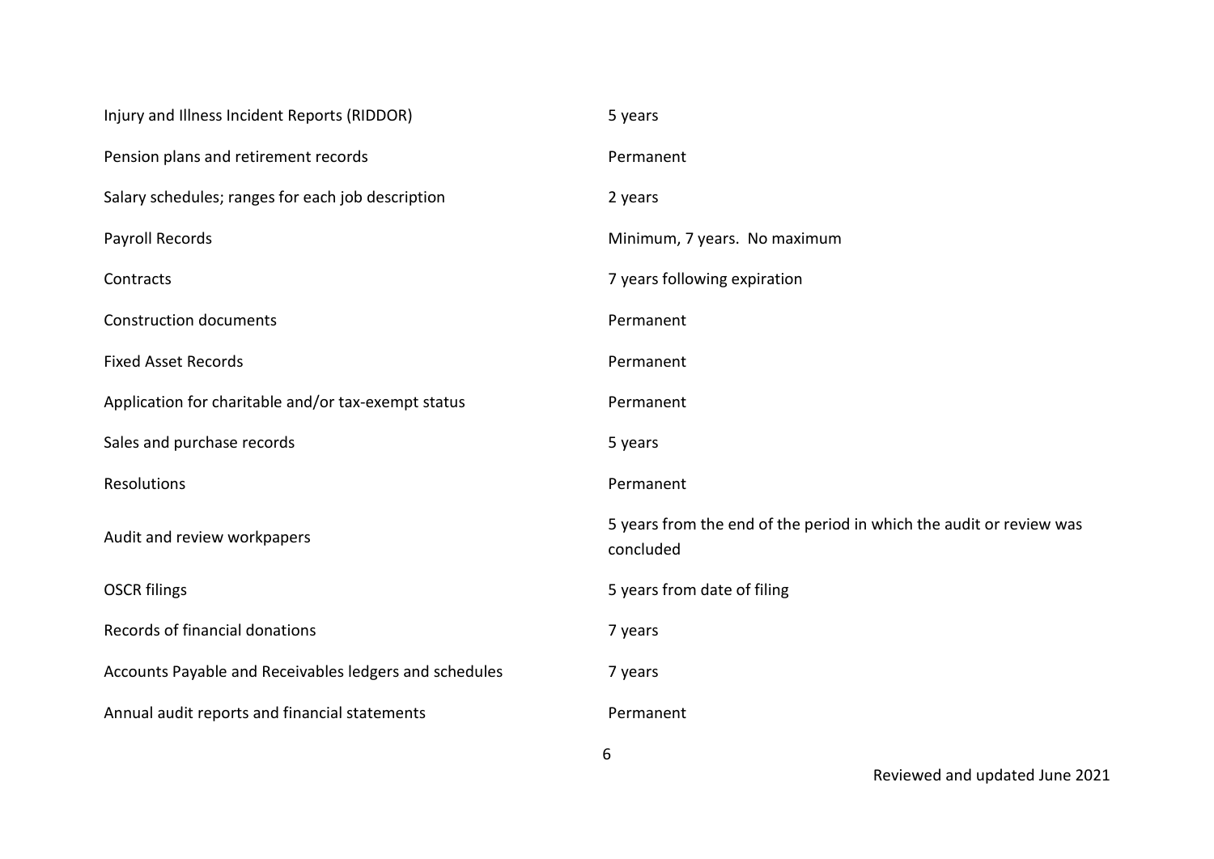| | |
|---|---|
| Injury and Illness Incident Reports (RIDDOR) | 5 years |
| Pension plans and retirement records | Permanent |
| Salary schedules; ranges for each job description | 2 years |
| Payroll Records | Minimum, 7 years. No maximum |
| Contracts | 7 years following expiration |
| Construction documents | Permanent |
| Fixed Asset Records | Permanent |
| Application for charitable and/or tax-exempt status | Permanent |
| Sales and purchase records | 5 years |
| Resolutions | Permanent |
| Audit and review workpapers | 5 years from the end of the period in which the audit or review was concluded |
| OSCR filings | 5 years from date of filing |
| Records of financial donations | 7 years |
| Accounts Payable and Receivables ledgers and schedules | 7 years |
| Annual audit reports and financial statements | Permanent |

Reviewed and updated June 2021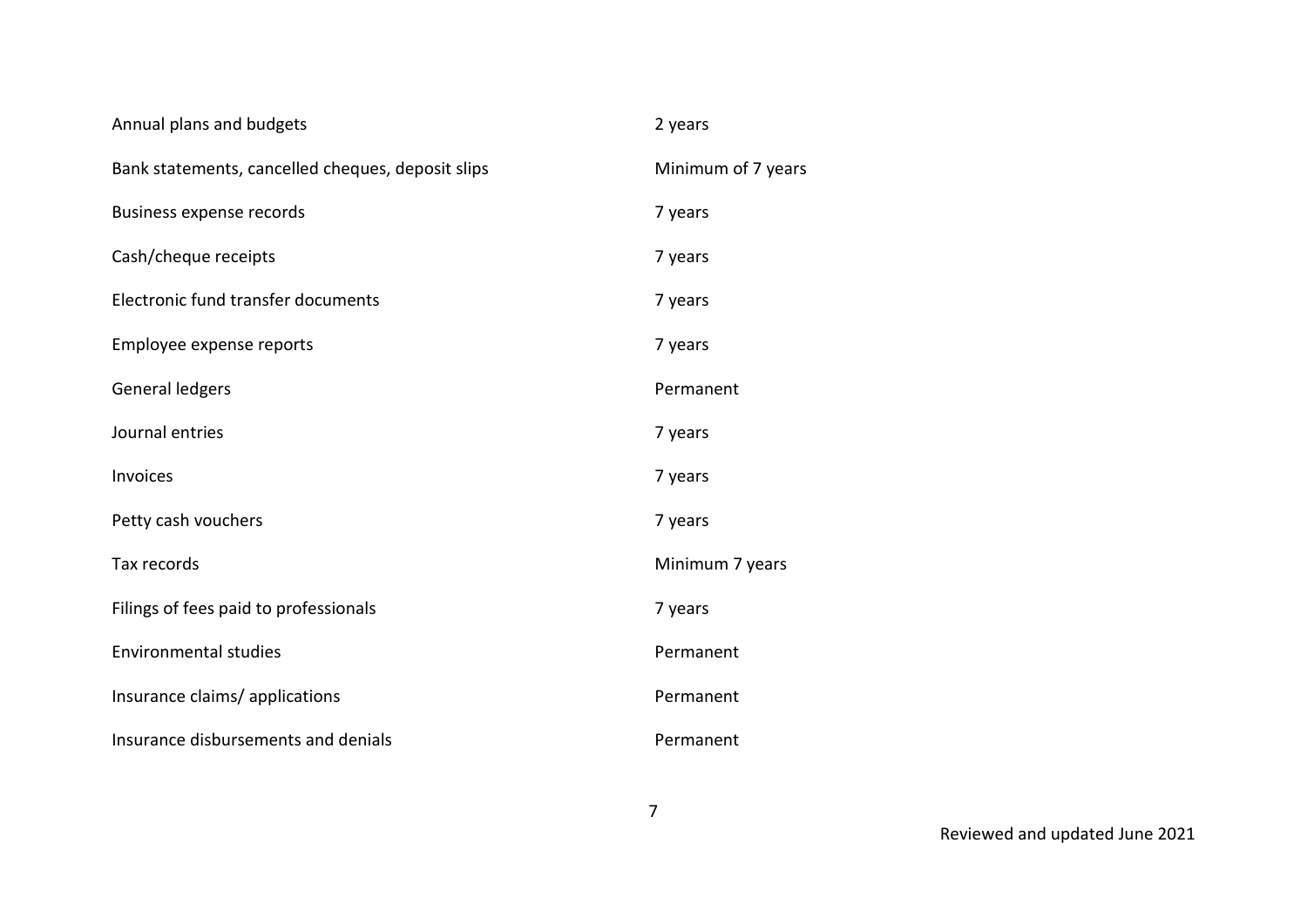| | |
|---|---|
| Annual plans and budgets | 2 years |
| Bank statements, cancelled cheques, deposit slips | Minimum of 7 years |
| Business expense records | 7 years |
| Cash/cheque receipts | 7 years |
| Electronic fund transfer documents | 7 years |
| Employee expense reports | 7 years |
| General ledgers | Permanent |
| Journal entries | 7 years |
| Invoices | 7 years |
| Petty cash vouchers | 7 years |
| Tax records | Minimum 7 years |
| Filings of fees paid to professionals | 7 years |
| Environmental studies | Permanent |
| Insurance claims/ applications | Permanent |
| Insurance disbursements and denials | Permanent |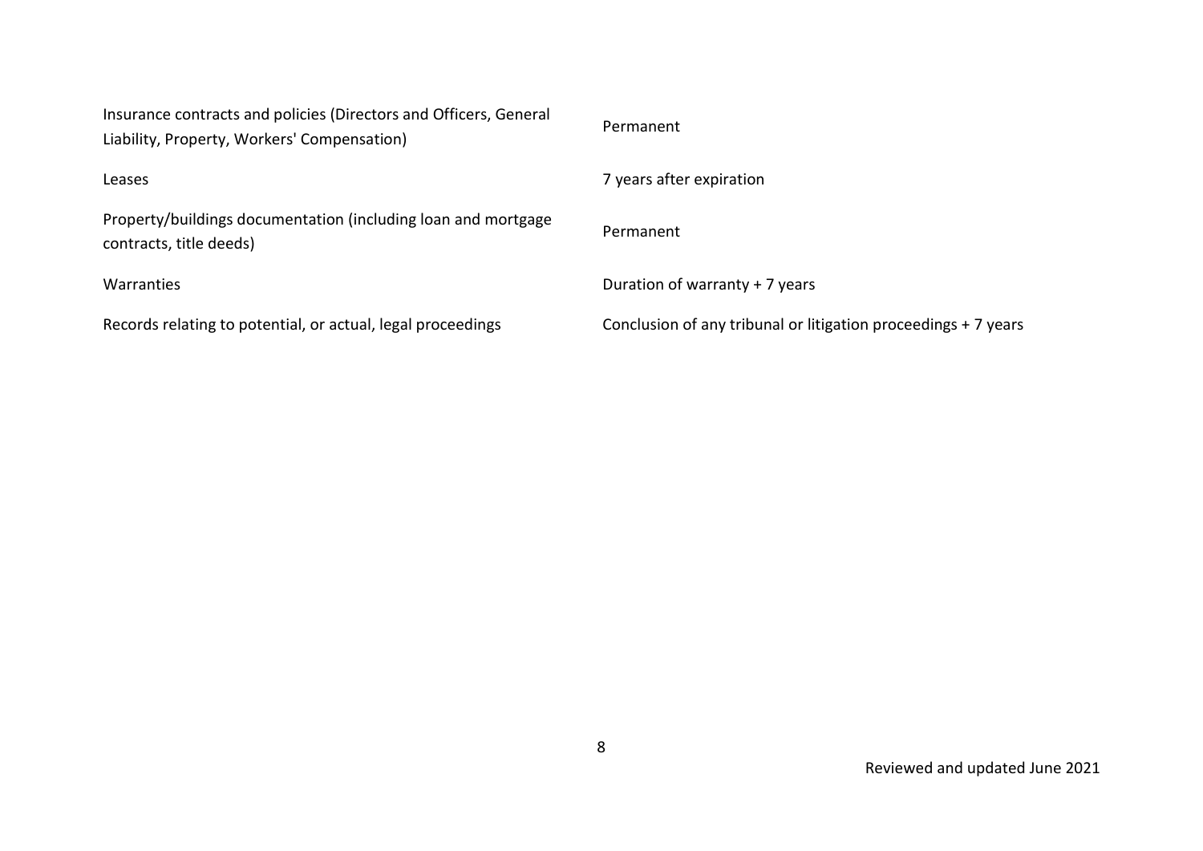| | |
|---|---|
| Insurance contracts and policies (Directors and Officers, General Liability, Property, Workers' Compensation) | Permanent |
| Leases | 7 years after expiration |
| Property/buildings documentation (including loan and mortgage contracts, title deeds) | Permanent |
| Warranties | Duration of warranty + 7 years |
| Records relating to potential, or actual, legal proceedings | Conclusion of any tribunal or litigation proceedings + 7 years |

Reviewed and updated June 2021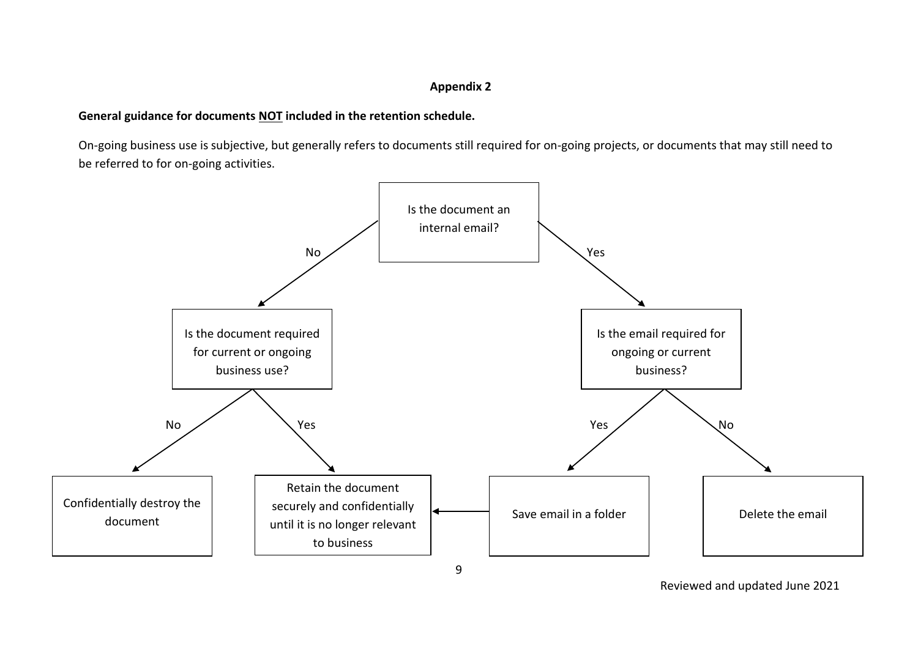**Appendix 2**

**General guidance for documents NOT included in the retention schedule.**

On-going business use is subjective, but generally refers to documents still required for on-going projects, or documents that may still need to be referred to for on-going activities.

Is the document an internal email?

No

Yes

Is the document required for current or ongoing business use?

Is the email required for ongoing or current business?

No

Yes

Yes

No

Confidentially destroy the document

Retain the document securely and confidentially until it is no longer relevant to business

Save email in a folder

Delete the email

Reviewed and updated June 2021